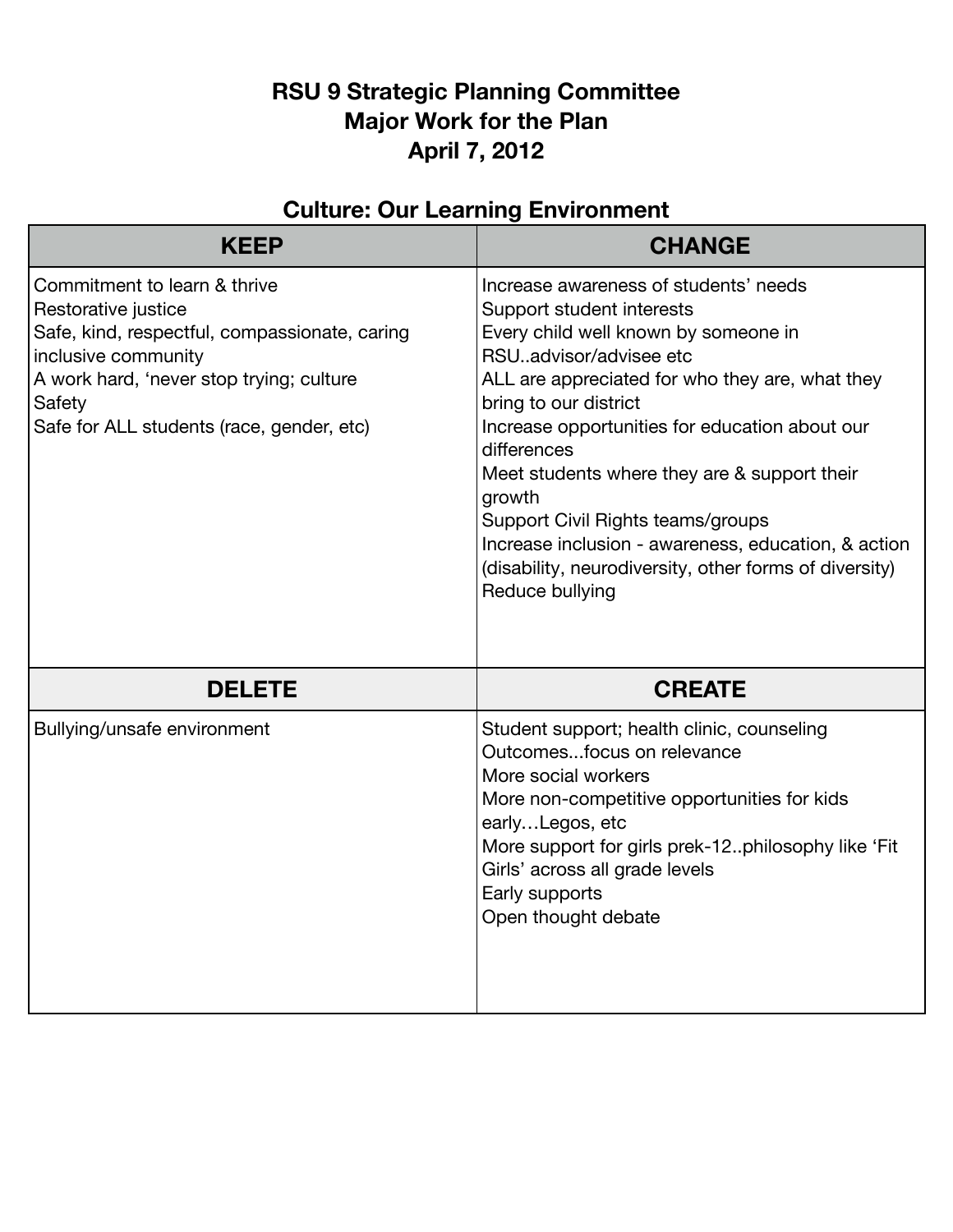**RSU 9 Strategic Planning Committee**
**Major Work for the Plan**
**April 7, 2012**

## Culture: Our Learning Environment

| KEEP | CHANGE |
|---|---|
| Commitment to learn & thrive<br>Restorative justice<br>Safe, kind, respectful, compassionate, caring inclusive community<br>A work hard, 'never stop trying; culture<br>Safety<br>Safe for ALL students (race, gender, etc) | Increase awareness of students' needs<br>Support student interests<br>Every child well known by someone in RSU..advisor/advisee etc<br>ALL are appreciated for who they are, what they bring to our district<br>Increase opportunities for education about our differences<br>Meet students where they are & support their growth<br>Support Civil Rights teams/groups<br>Increase inclusion - awareness, education, & action (disability, neurodiversity, other forms of diversity)<br>Reduce bullying |
| **DELETE** | **CREATE** |
| Bullying/unsafe environment | Student support; health clinic, counseling<br>Outcomes...focus on relevance<br>More social workers<br>More non-competitive opportunities for kids early…Legos, etc<br>More support for girls prek-12..philosophy like 'Fit Girls' across all grade levels<br>Early supports<br>Open thought debate |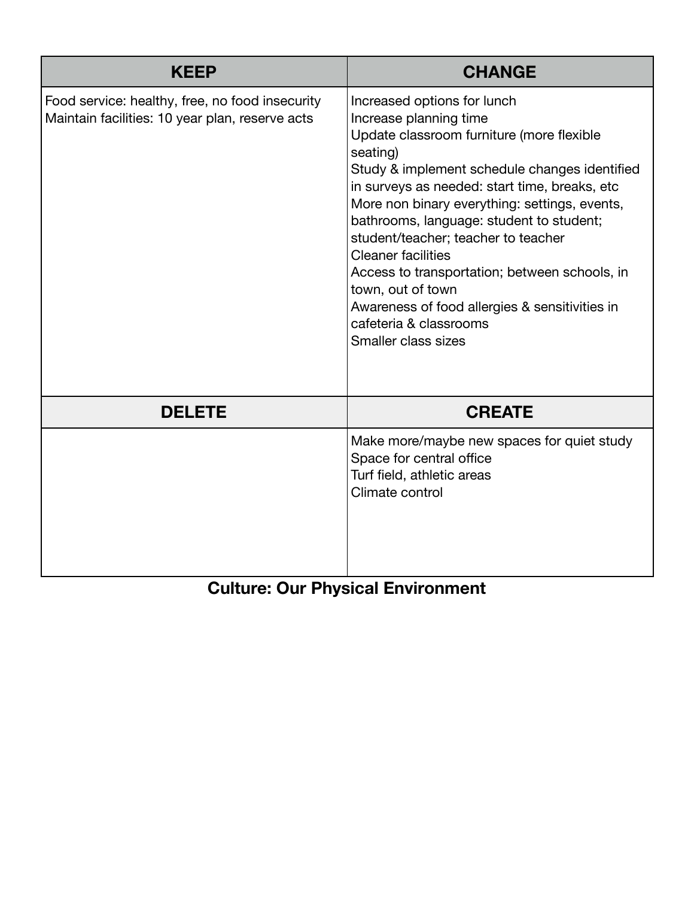| KEEP | CHANGE |
|---|---|
| Food service: healthy, free, no food insecurity<br>Maintain facilities: 10 year plan, reserve acts | Increased options for lunch<br>Increase planning time<br>Update classroom furniture (more flexible seating)<br>Study & implement schedule changes identified in surveys as needed: start time, breaks, etc<br>More non binary everything: settings, events, bathrooms, language: student to student; student/teacher; teacher to teacher<br>Cleaner facilities<br>Access to transportation; between schools, in town, out of town<br>Awareness of food allergies & sensitivities in cafeteria & classrooms<br>Smaller class sizes |
| **DELETE** | **CREATE** |
| | Make more/maybe new spaces for quiet study<br>Space for central office<br>Turf field, athletic areas<br>Climate control |

**Culture: Our Physical Environment**